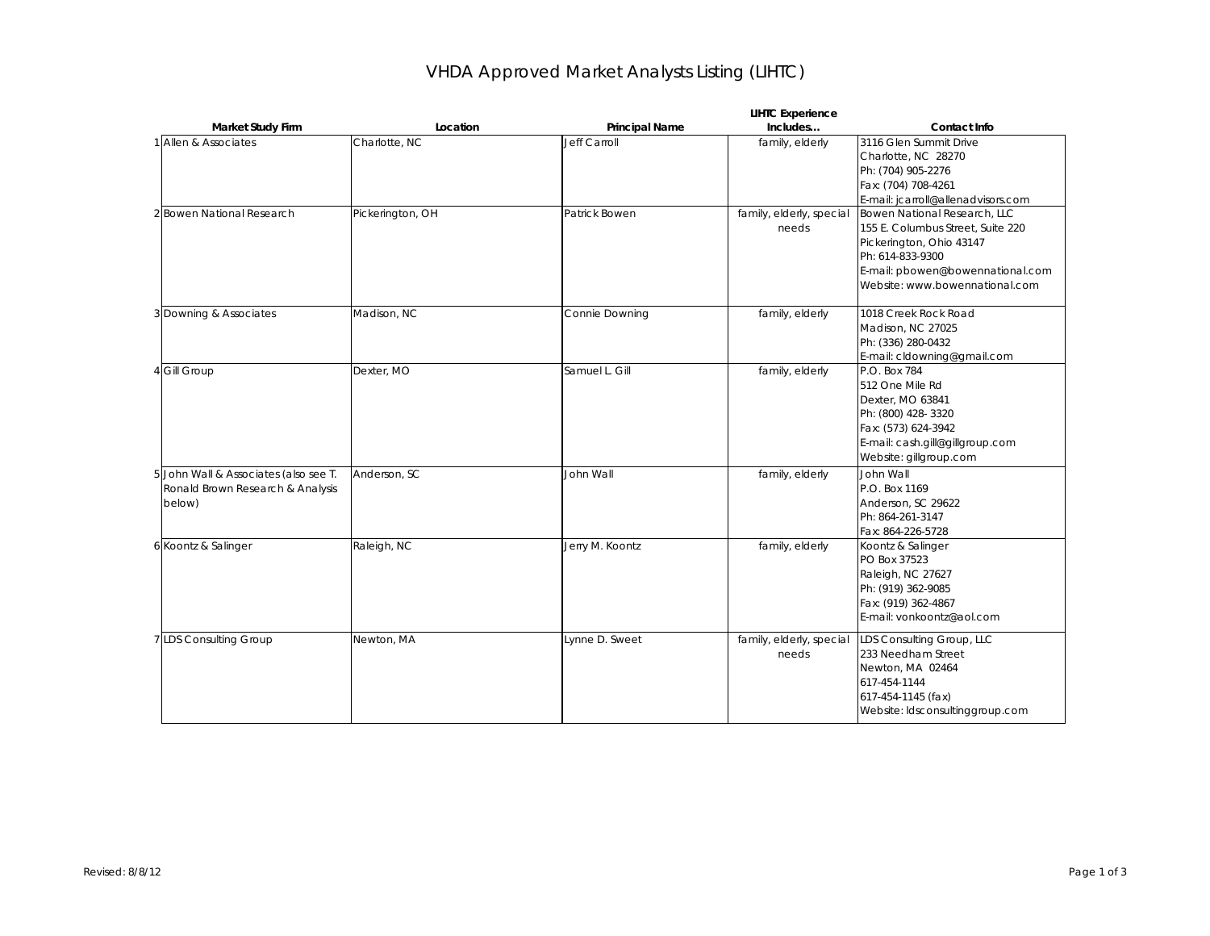# VHDA Approved Market Analysts Listing (LIHTC)

| | Market Study Firm | Location | Principal Name | LIHTC Experience Includes… | Contact Info |
|---|---|---|---|---|---|
| 1 | Allen & Associates | Charlotte, NC | Jeff Carroll | family, elderly | 3116 Glen Summit Drive<br>Charlotte, NC 28270<br>Ph: (704) 905-2276<br>Fax: (704) 708-4261<br>E-mail: jcarroll@allenadvisors.com |
| 2 | Bowen National Research | Pickerington, OH | Patrick Bowen | family, elderly, special needs | Bowen National Research, LLC<br>155 E. Columbus Street, Suite 220<br>Pickerington, Ohio 43147<br>Ph: 614-833-9300<br>E-mail: pbowen@bowennational.com<br>Website: www.bowennational.com |
| 3 | Downing & Associates | Madison, NC | Connie Downing | family, elderly | 1018 Creek Rock Road<br>Madison, NC 27025<br>Ph: (336) 280-0432<br>E-mail: cldowning@gmail.com |
| 4 | Gill Group | Dexter, MO | Samuel L. Gill | family, elderly | P.O. Box 784<br>512 One Mile Rd<br>Dexter, MO 63841<br>Ph: (800) 428- 3320<br>Fax: (573) 624-3942<br>E-mail: cash.gill@gillgroup.com<br>Website: gillgroup.com |
| 5 | John Wall & Associates (also see T. Ronald Brown Research & Analysis below) | Anderson, SC | John Wall | family, elderly | John Wall<br>P.O. Box 1169<br>Anderson, SC 29622<br>Ph: 864-261-3147<br>Fax: 864-226-5728 |
| 6 | Koontz & Salinger | Raleigh, NC | Jerry M. Koontz | family, elderly | Koontz & Salinger<br>PO Box 37523<br>Raleigh, NC 27627<br>Ph: (919) 362-9085<br>Fax: (919) 362-4867<br>E-mail: vonkoontz@aol.com |
| 7 | LDS Consulting Group | Newton, MA | Lynne D. Sweet | family, elderly, special needs | LDS Consulting Group, LLC<br>233 Needham Street<br>Newton, MA 02464<br>617-454-1144<br>617-454-1145 (fax)<br>Website: ldsconsultinggroup.com |

Revised: 8/8/12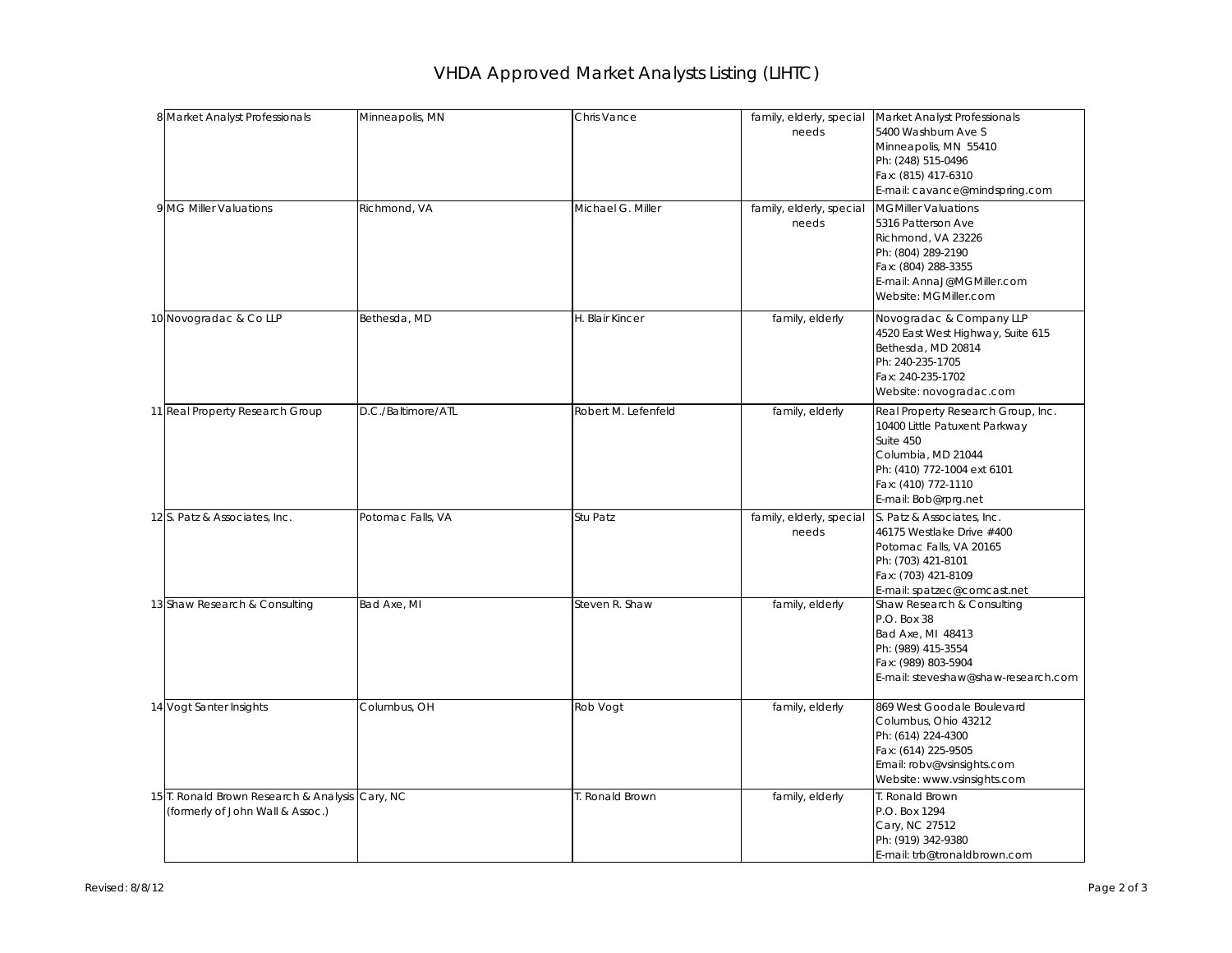# VHDA Approved Market Analysts Listing (LIHTC)

| # | Firm | Location | Contact | Specialty | Address |
|---|---|---|---|---|---|
| 8 | Market Analyst Professionals | Minneapolis, MN | Chris Vance | family, elderly, special needs | Market Analyst Professionals<br>5400 Washburn Ave S<br>Minneapolis, MN 55410<br>Ph: (248) 515-0496<br>Fax: (815) 417-6310<br>E-mail: cavance@mindspring.com |
| 9 | MG Miller Valuations | Richmond, VA | Michael G. Miller | family, elderly, special needs | MGMiller Valuations<br>5316 Patterson Ave<br>Richmond, VA 23226<br>Ph: (804) 289-2190<br>Fax: (804) 288-3355<br>E-mail: AnnaJ@MGMiller.com<br>Website: MGMiller.com |
| 10 | Novogradac & Co LLP | Bethesda, MD | H. Blair Kincer | family, elderly | Novogradac & Company LLP<br>4520 East West Highway, Suite 615<br>Bethesda, MD 20814<br>Ph: 240-235-1705<br>Fax: 240-235-1702<br>Website: novogradac.com |
| 11 | Real Property Research Group | D.C./Baltimore/ATL | Robert M. Lefenfeld | family, elderly | Real Property Research Group, Inc.<br>10400 Little Patuxent Parkway<br>Suite 450<br>Columbia, MD 21044<br>Ph: (410) 772-1004 ext 6101<br>Fax: (410) 772-1110<br>E-mail: Bob@rprg.net |
| 12 | S. Patz & Associates, Inc. | Potomac Falls, VA | Stu Patz | family, elderly, special needs | S. Patz & Associates, Inc.<br>46175 Westlake Drive #400<br>Potomac Falls, VA 20165<br>Ph: (703) 421-8101<br>Fax: (703) 421-8109<br>E-mail: spatzec@comcast.net |
| 13 | Shaw Research & Consulting | Bad Axe, MI | Steven R. Shaw | family, elderly | Shaw Research & Consulting<br>P.O. Box 38<br>Bad Axe, MI 48413<br>Ph: (989) 415-3554<br>Fax: (989) 803-5904<br>E-mail: steveshaw@shaw-research.com |
| 14 | Vogt Santer Insights | Columbus, OH | Rob Vogt | family, elderly | 869 West Goodale Boulevard<br>Columbus, Ohio 43212<br>Ph: (614) 224-4300<br>Fax: (614) 225-9505<br>Email: robv@vsinsights.com<br>Website: www.vsinsights.com |
| 15 | T. Ronald Brown Research & Analysis (formerly of John Wall & Assoc.) | Cary, NC | T. Ronald Brown | family, elderly | T. Ronald Brown<br>P.O. Box 1294<br>Cary, NC 27512<br>Ph: (919) 342-9380<br>E-mail: trb@tronaldbrown.com |

Revised: 8/8/12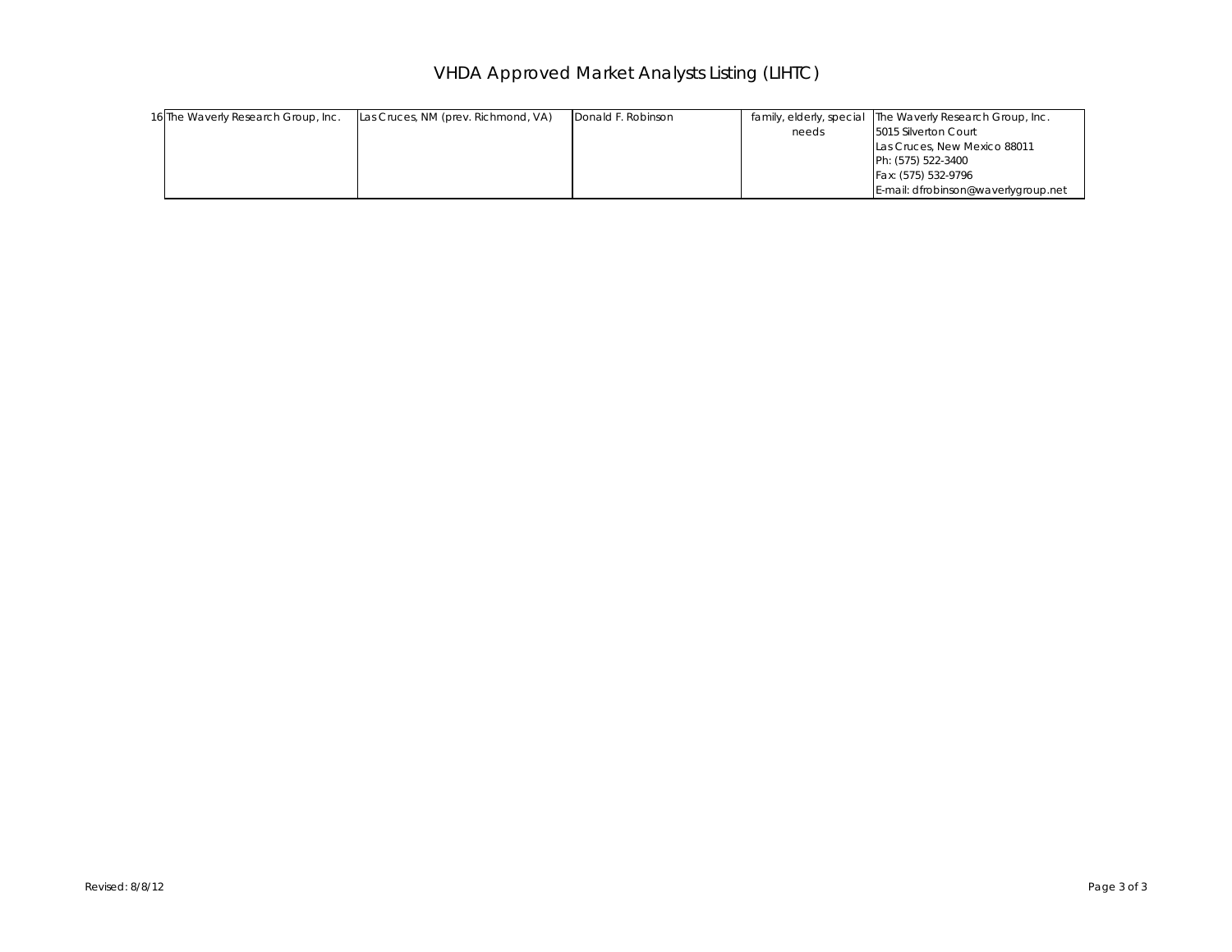# VHDA Approved Market Analysts Listing (LIHTC)

| | | | | | |
|---|---|---|---|---|---|
| 16 | The Waverly Research Group, Inc. | Las Cruces, NM (prev. Richmond, VA) | Donald F. Robinson | family, elderly, special needs | The Waverly Research Group, Inc.<br>5015 Silverton Court<br>Las Cruces, New Mexico 88011<br>Ph: (575) 522-3400<br>Fax: (575) 532-9796<br>E-mail: dfrobinson@waverlygroup.net |

Revised: 8/8/12